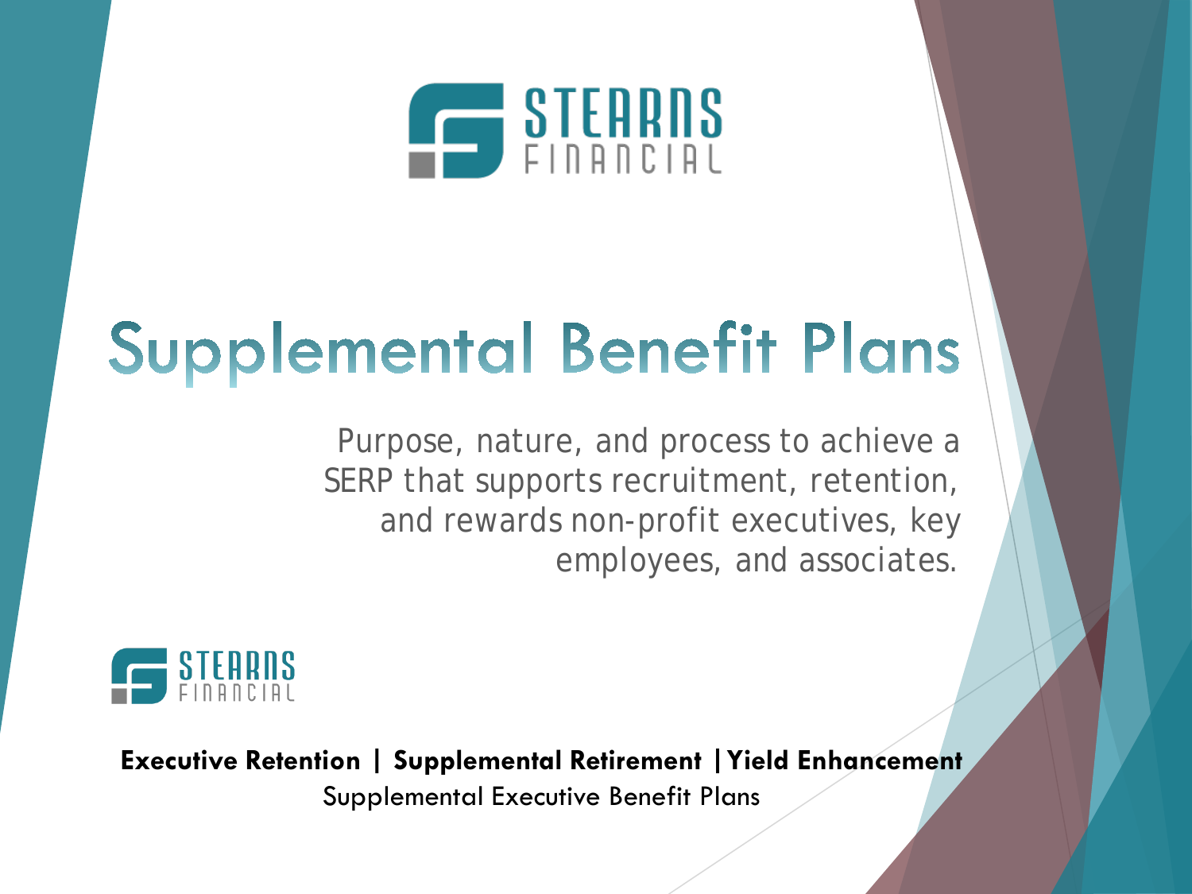STEARNS FINANCIAL

# Supplemental Benefit Plans

Purpose, nature, and process to achieve a SERP that supports recruitment, retention, and rewards non-profit executives, key employees, and associates.

STEARNS FINANCIAL

**Executive Retention | Supplemental Retirement | Yield Enhancement**

Supplemental Executive Benefit Plans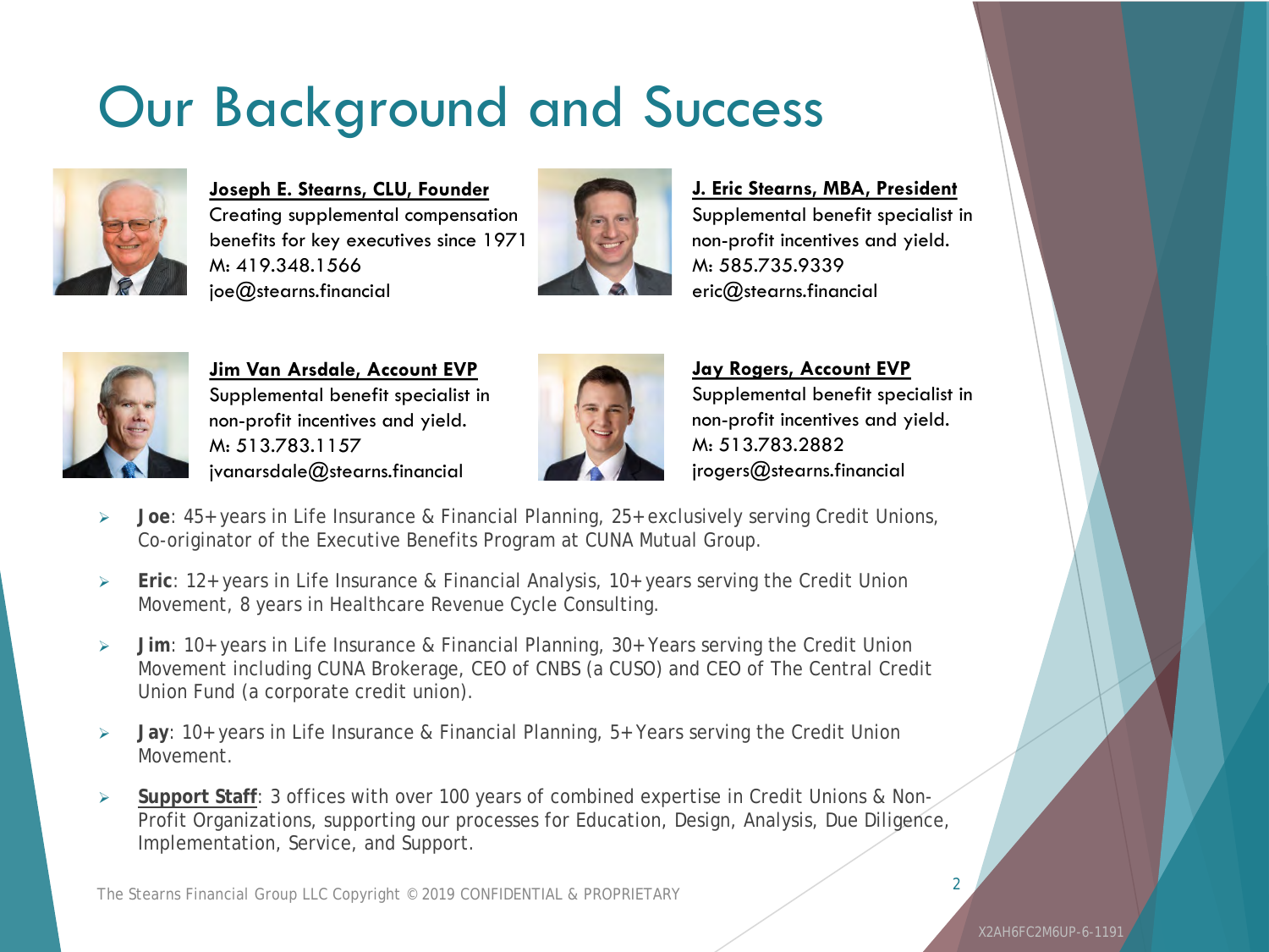# Our Background and Success

**Joseph E. Stearns, CLU, Founder**
Creating supplemental compensation benefits for key executives since 1971
M: 419.348.1566
joe@stearns.financial

**J. Eric Stearns, MBA, President**
Supplemental benefit specialist in non-profit incentives and yield.
M: 585.735.9339
eric@stearns.financial

**Jim Van Arsdale, Account EVP**
Supplemental benefit specialist in non-profit incentives and yield.
M: 513.783.1157
jvanarsdale@stearns.financial

**Jay Rogers, Account EVP**
Supplemental benefit specialist in non-profit incentives and yield.
M: 513.783.2882
jrogers@stearns.financial

- **Joe**: 45+ years in Life Insurance & Financial Planning, 25+ exclusively serving Credit Unions, Co-originator of the Executive Benefits Program at CUNA Mutual Group.
- **Eric**: 12+ years in Life Insurance & Financial Analysis, 10+ years serving the Credit Union Movement, 8 years in Healthcare Revenue Cycle Consulting.
- **Jim**: 10+ years in Life Insurance & Financial Planning, 30+ Years serving the Credit Union Movement including CUNA Brokerage, CEO of CNBS (a CUSO) and CEO of The Central Credit Union Fund (a corporate credit union).
- **Jay**: 10+ years in Life Insurance & Financial Planning, 5+ Years serving the Credit Union Movement.
- **Support Staff**: 3 offices with over 100 years of combined expertise in Credit Unions & Non-Profit Organizations, supporting our processes for Education, Design, Analysis, Due Diligence, Implementation, Service, and Support.

The Stearns Financial Group LLC Copyright © 2019 CONFIDENTIAL & PROPRIETARY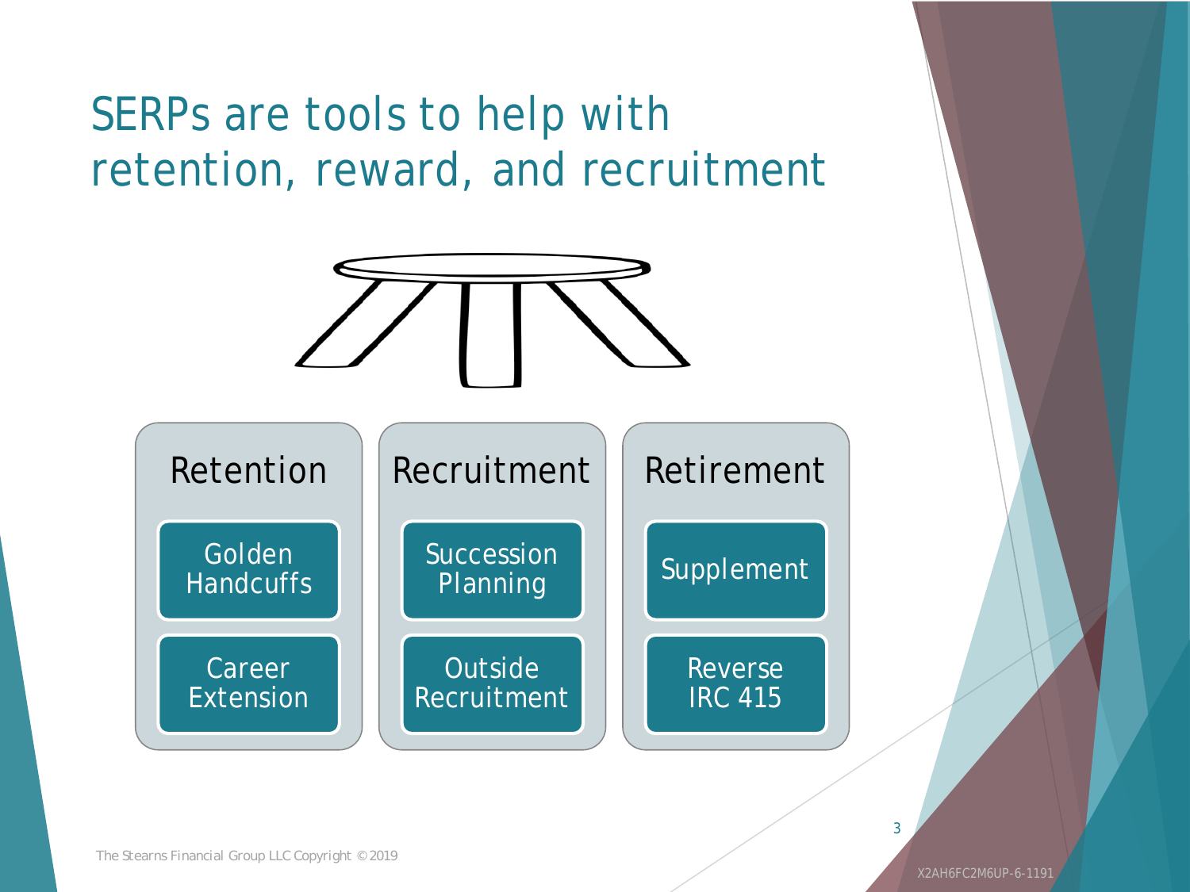# SERPs are tools to help with retention, reward, and recruitment

## Retention

- Golden Handcuffs
- Career Extension

## Recruitment

- Succession Planning
- Outside Recruitment

## Retirement

- Supplement
- Reverse IRC 415

The Stearns Financial Group LLC Copyright ©2019

X2AH6FC2M6UP-6-1191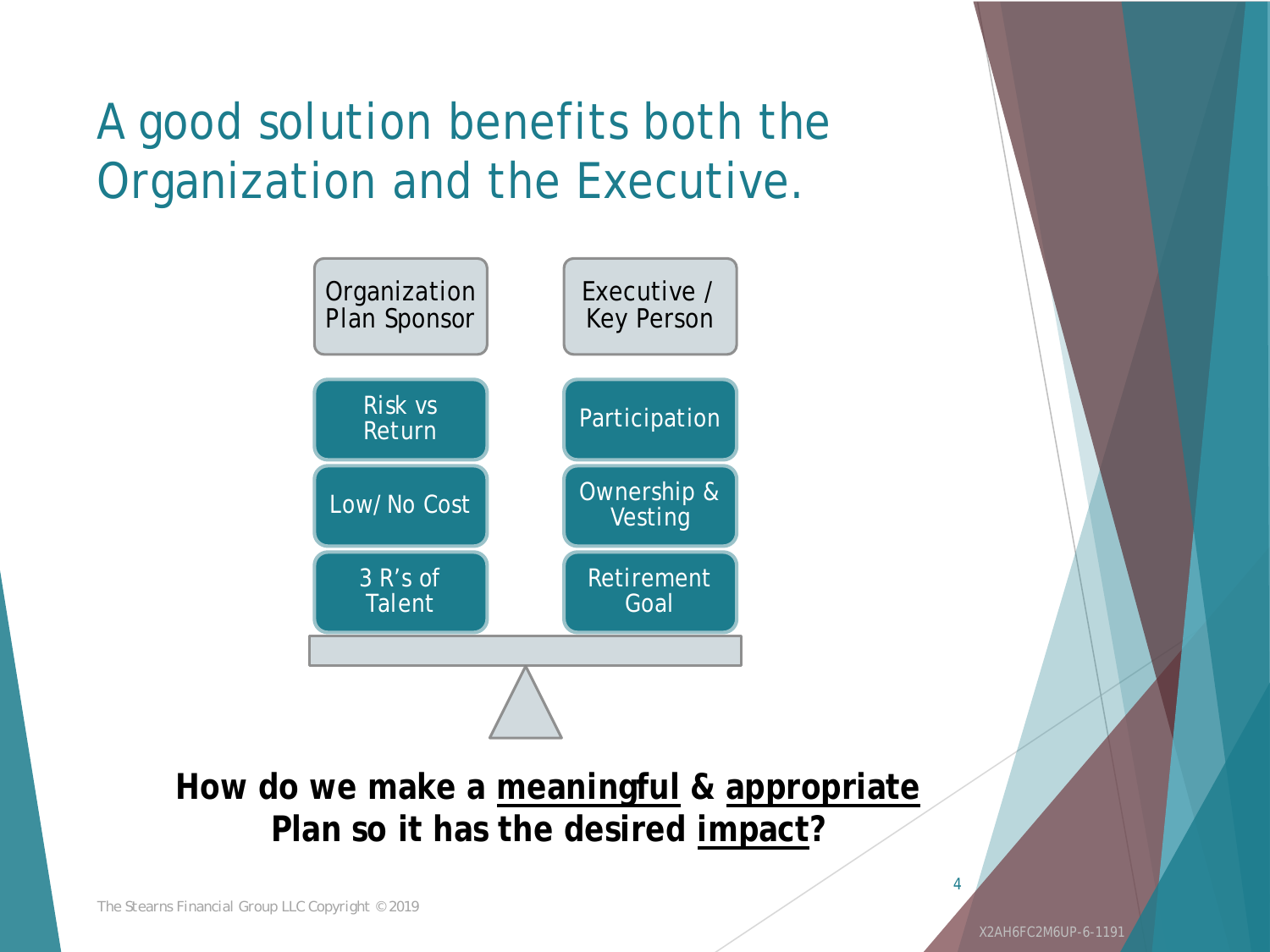# A good solution benefits both the Organization and the Executive.

| Organization Plan Sponsor | Executive / Key Person |
| --- | --- |
| Risk vs Return | Participation |
| Low/ No Cost | Ownership & Vesting |
| 3 R's of Talent | Retirement Goal |

**How do we make a meaningful & appropriate Plan so it has the desired impact?**

The Stearns Financial Group LLC Copyright © 2019

X2AH6FC2M6UP-6-1191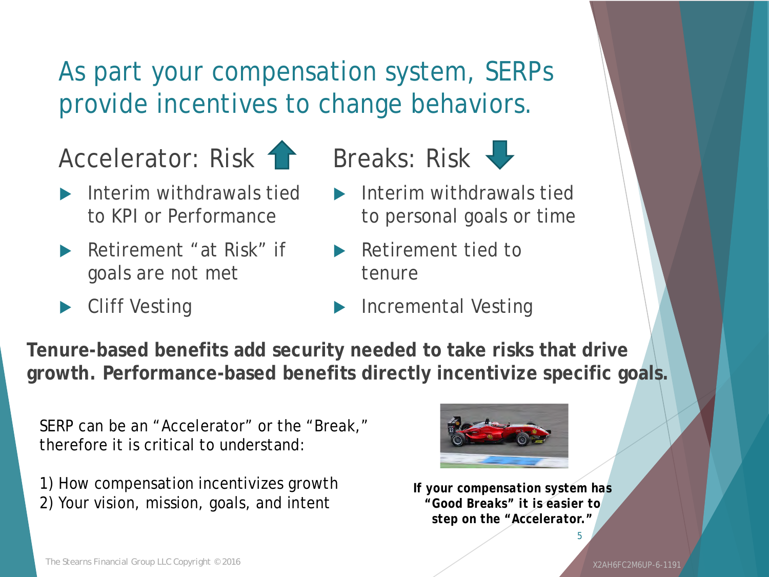# As part your compensation system, SERPs provide incentives to change behaviors.

## Accelerator: Risk ⬆

- Interim withdrawals tied to KPI or Performance
- Retirement "at Risk" if goals are not met
- Cliff Vesting

## Breaks: Risk ⬇

- Interim withdrawals tied to personal goals or time
- Retirement tied to tenure
- Incremental Vesting

**Tenure-based benefits add security needed to take risks that drive growth. Performance-based benefits directly incentivize specific goals.**

SERP can be an "Accelerator" or the "Break," therefore it is critical to understand:

1) How compensation incentivizes growth
2) Your vision, mission, goals, and intent

**If your compensation system has "Good Breaks" it is easier to step on the "Accelerator."**

The Stearns Financial Group LLC Copyright ©2016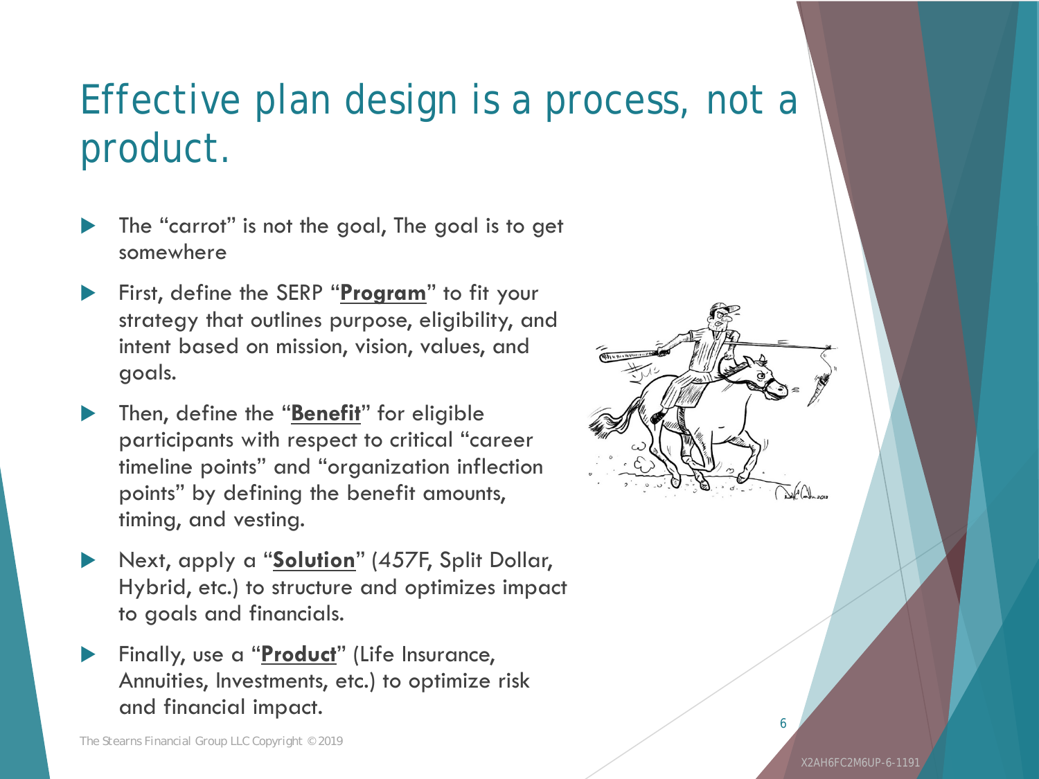# Effective plan design is a process, not a product.

- The "carrot" is not the goal, The goal is to get somewhere
- First, define the SERP "**Program**" to fit your strategy that outlines purpose, eligibility, and intent based on mission, vision, values, and goals.
- Then, define the "**Benefit**" for eligible participants with respect to critical "career timeline points" and "organization inflection points" by defining the benefit amounts, timing, and vesting.
- Next, apply a "**Solution**" (457F, Split Dollar, Hybrid, etc.) to structure and optimizes impact to goals and financials.
- Finally, use a "**Product**" (Life Insurance, Annuities, Investments, etc.) to optimize risk and financial impact.

The Stearns Financial Group LLC Copyright © 2019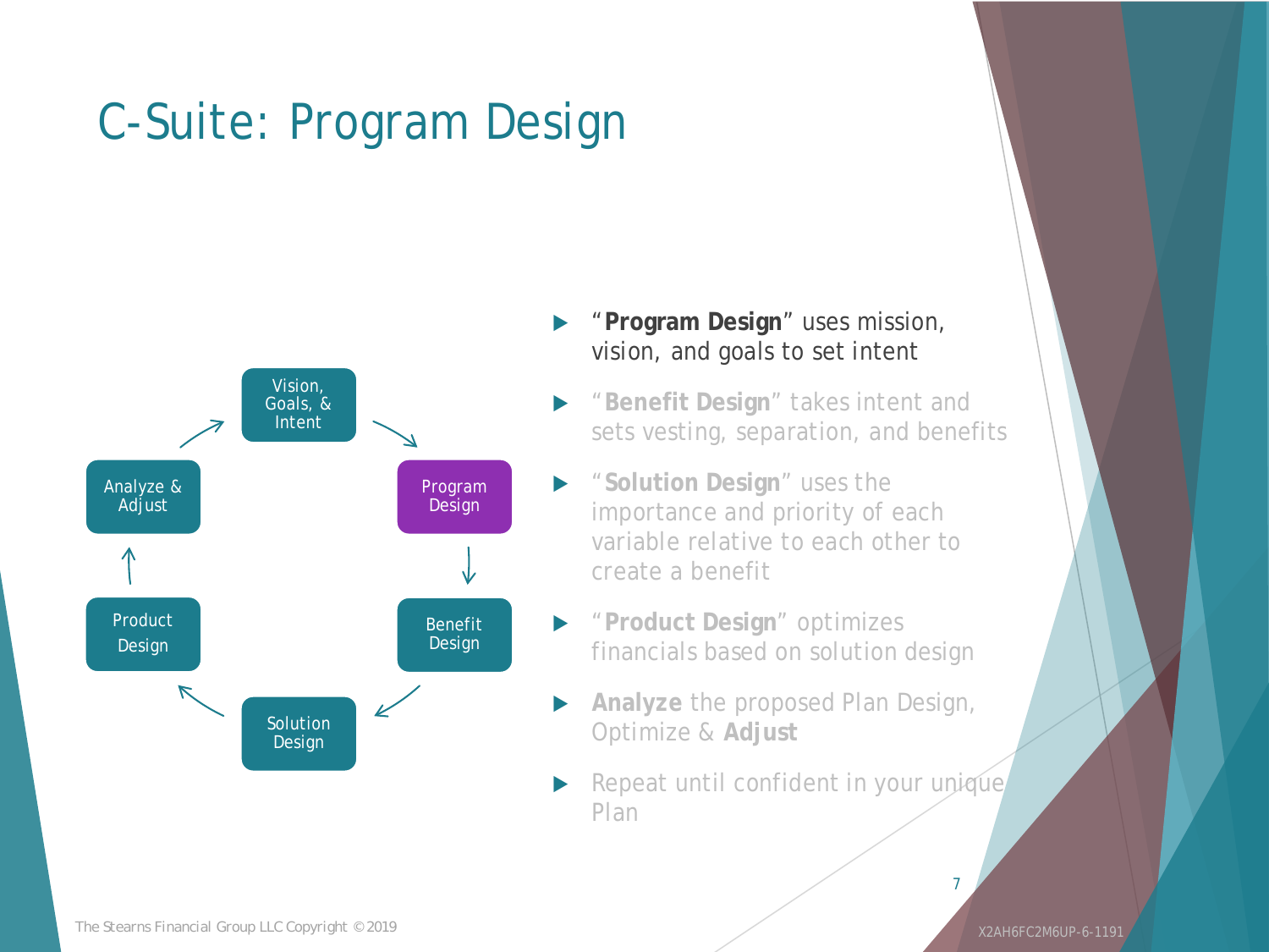# C-Suite: Program Design

Vision, Goals, & Intent → Program Design → Benefit Design → Solution Design → Product Design → Analyze & Adjust → Vision, Goals, & Intent

- "**Program Design**" uses mission, vision, and goals to set intent
- "**Benefit Design**" takes intent and sets vesting, separation, and benefits
- "**Solution Design**" uses the importance and priority of each variable relative to each other to create a benefit
- "**Product Design**" optimizes financials based on solution design
- **Analyze** the proposed Plan Design, Optimize & **Adjust**
- Repeat until confident in your unique Plan

The Stearns Financial Group LLC Copyright © 2019

X2AH6FC2M6UP-6-1191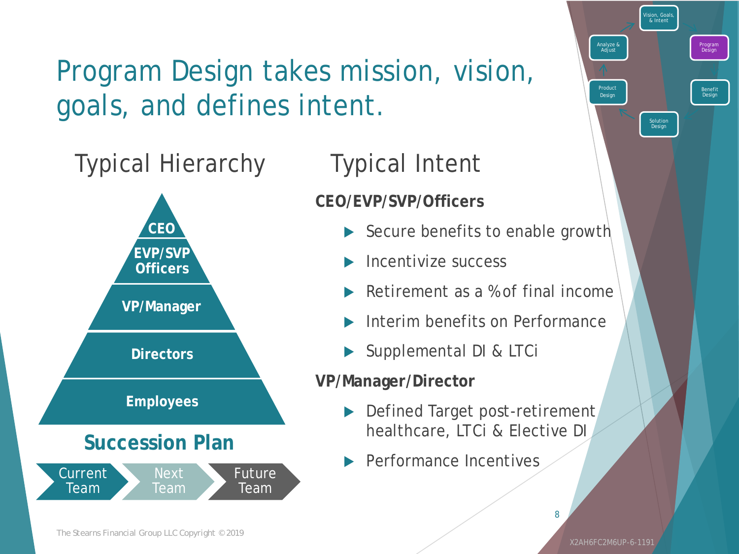# Program Design takes mission, vision, goals, and defines intent.

Vision, Goals, & Intent → Program Design → Benefit Design → Solution Design → Product Design → Analyze & Adjust

## Typical Hierarchy

- CEO
- EVP/SVP Officers
- VP/Manager
- Directors
- Employees

### Succession Plan

Current Team → Next Team → Future Team

## Typical Intent

**CEO/EVP/SVP/Officers**

- Secure benefits to enable growth
- Incentivize success
- Retirement as a % of final income
- Interim benefits on Performance
- Supplemental DI & LTCi

**VP/Manager/Director**

- Defined Target post-retirement healthcare, LTCi & Elective DI
- Performance Incentives

The Stearns Financial Group LLC Copyright © 2019

X2AH6FC2M6UP-6-1191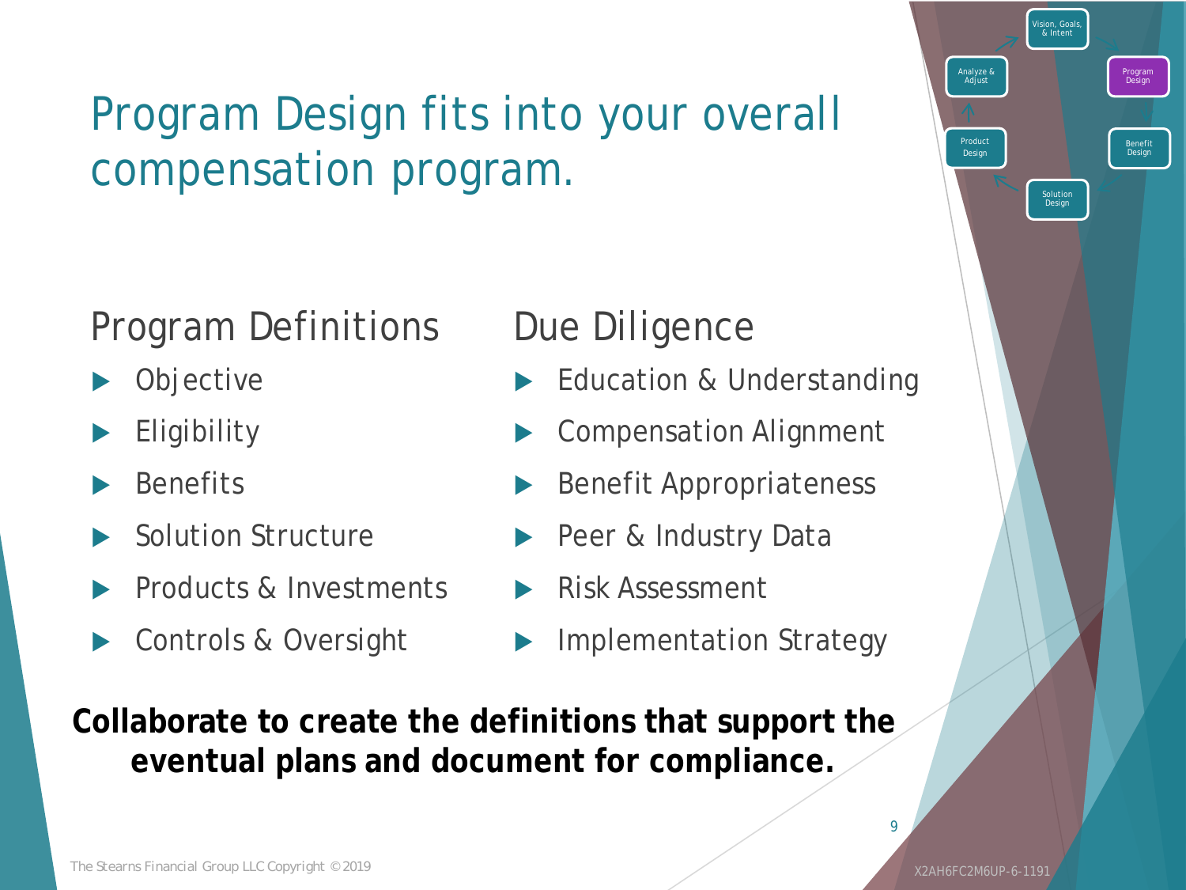# Program Design fits into your overall compensation program.

Vision, Goals, & Intent → Program Design → Benefit Design → Solution Design → Product Design → Analyze & Adjust

## Program Definitions

- Objective
- Eligibility
- Benefits
- Solution Structure
- Products & Investments
- Controls & Oversight

## Due Diligence

- Education & Understanding
- Compensation Alignment
- Benefit Appropriateness
- Peer & Industry Data
- Risk Assessment
- Implementation Strategy

**Collaborate to create the definitions that support the eventual plans and document for compliance.**

The Stearns Financial Group LLC Copyright © 2019

X2AH6FC2M6UP-6-1191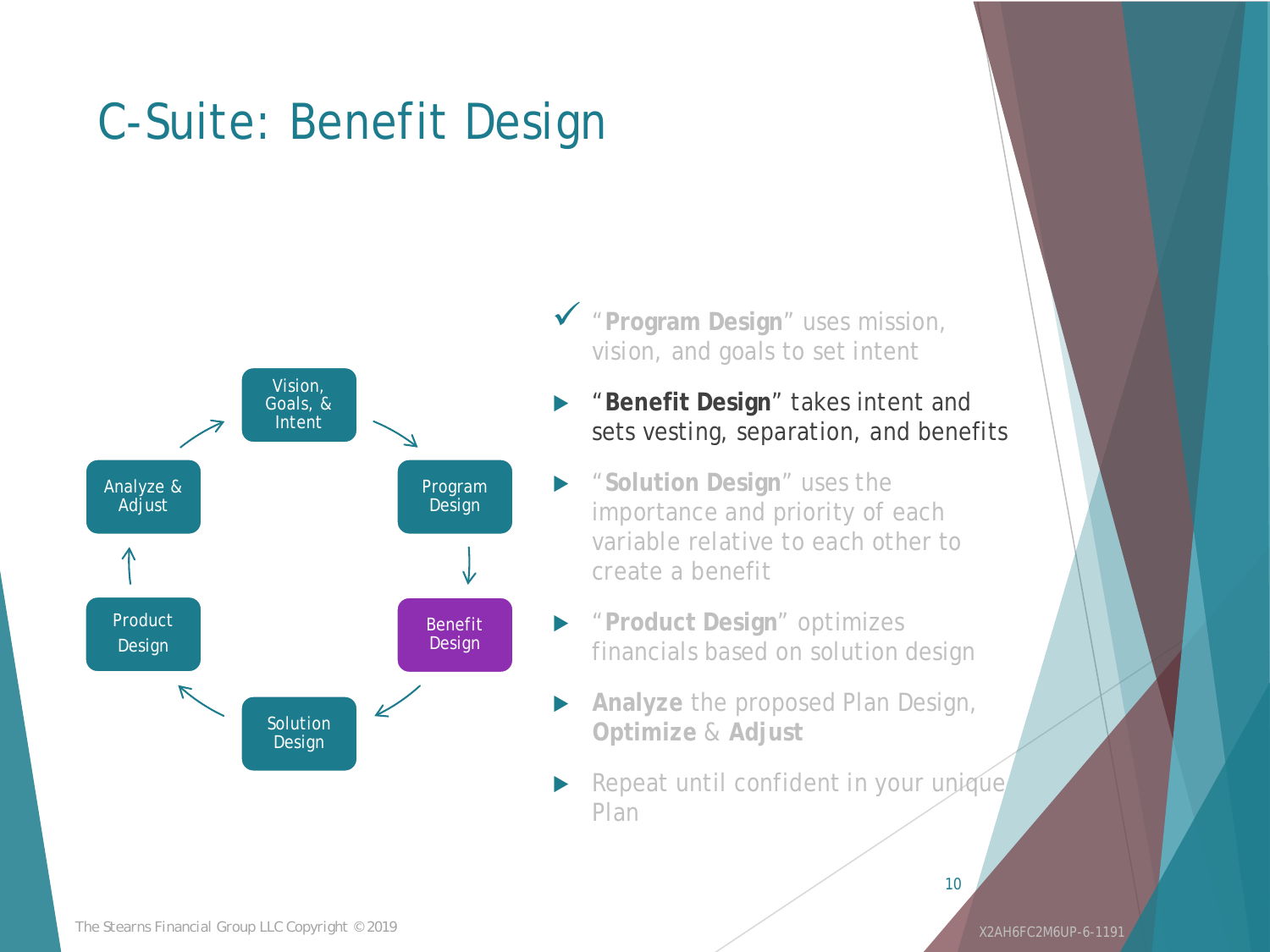# C-Suite: Benefit Design

Vision, Goals, & Intent → Program Design → Benefit Design → Solution Design → Product Design → Analyze & Adjust → Vision, Goals, & Intent

- ✓ "**Program Design**" uses mission, vision, and goals to set intent
- "**Benefit Design**" takes intent and sets vesting, separation, and benefits
- "**Solution Design**" uses the importance and priority of each variable relative to each other to create a benefit
- "**Product Design**" optimizes financials based on solution design
- **Analyze** the proposed Plan Design, **Optimize** & **Adjust**
- Repeat until confident in your unique Plan

The Stearns Financial Group LLC Copyright © 2019

X2AH6FC2M6UP-6-1191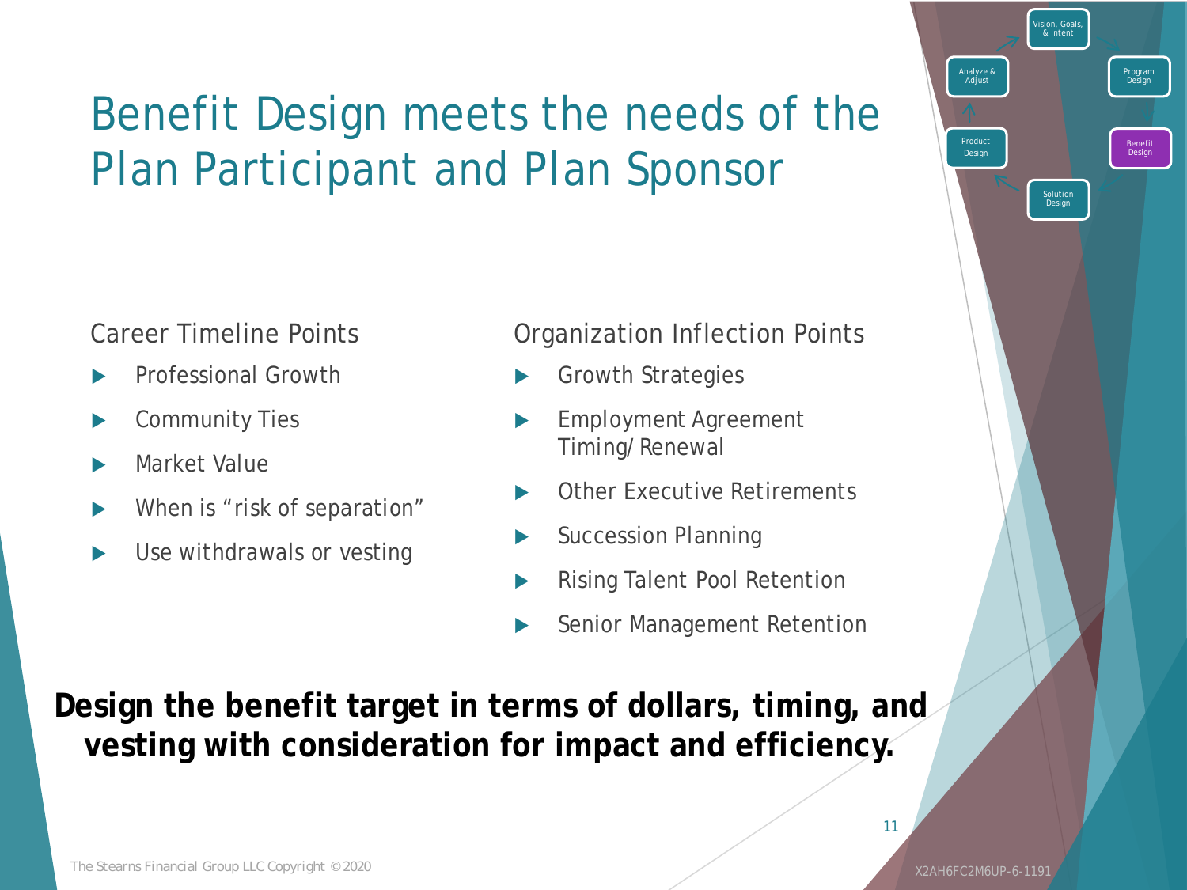# Benefit Design meets the needs of the Plan Participant and Plan Sponsor

Career Timeline Points

- Professional Growth
- Community Ties
- Market Value
- When is "risk of separation"
- Use withdrawals or vesting

Organization Inflection Points

- Growth Strategies
- Employment Agreement Timing/ Renewal
- Other Executive Retirements
- Succession Planning
- Rising Talent Pool Retention
- Senior Management Retention

**Design the benefit target in terms of dollars, timing, and vesting with consideration for impact and efficiency.**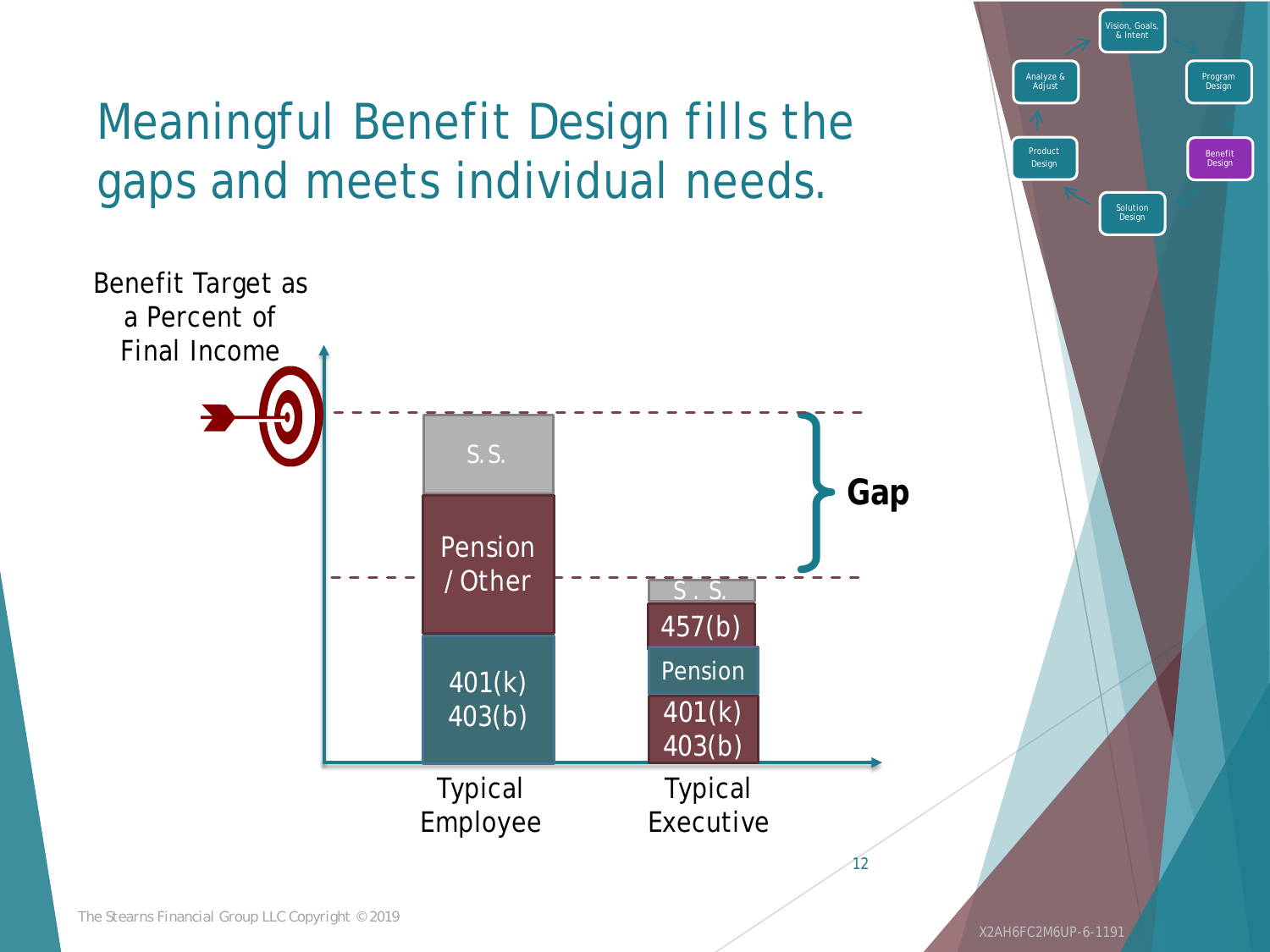# Meaningful Benefit Design fills the gaps and meets individual needs.

Benefit Target as a Percent of Final Income

| Typical Employee | Typical Executive |
| --- | --- |
| S. S. | S. S. |
| Pension / Other | 457(b) |
| 401(k) 403(b) | Pension |
| | 401(k) 403(b) |

**Gap**

Vision, Goals, & Intent → Program Design → Benefit Design → Solution Design → Product Design → Analyze & Adjust

The Stearns Financial Group LLC Copyright © 2019

X2AH6FC2M6UP-6-1191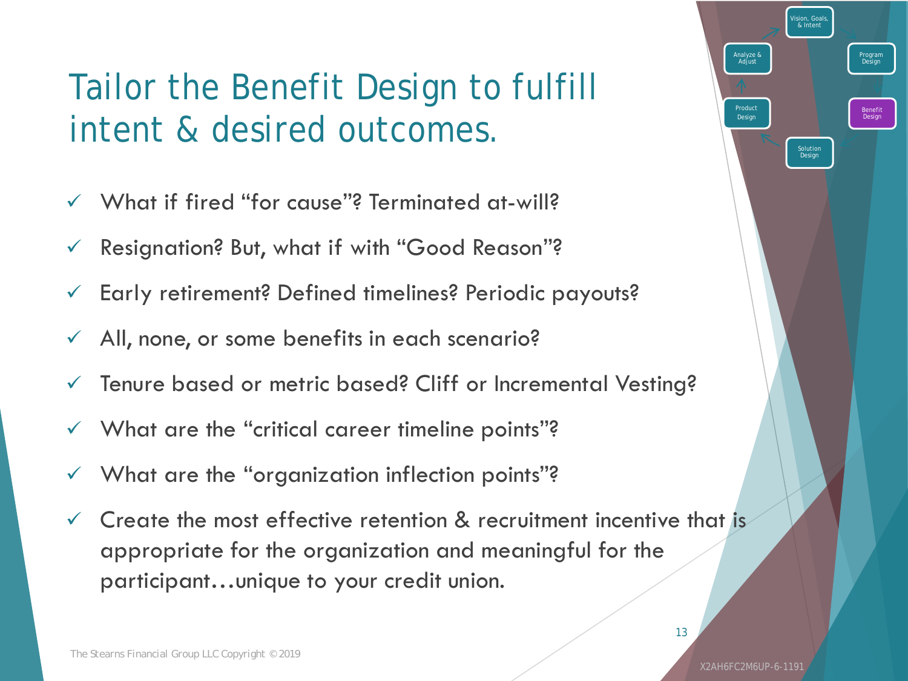# Tailor the Benefit Design to fulfill intent & desired outcomes.

Vision, Goals, & Intent → Program Design → Benefit Design → Solution Design → Product Design → Analyze & Adjust

- ✓ What if fired "for cause"? Terminated at-will?
- ✓ Resignation? But, what if with "Good Reason"?
- ✓ Early retirement? Defined timelines? Periodic payouts?
- ✓ All, none, or some benefits in each scenario?
- ✓ Tenure based or metric based? Cliff or Incremental Vesting?
- ✓ What are the "critical career timeline points"?
- ✓ What are the "organization inflection points"?
- ✓ Create the most effective retention & recruitment incentive that is appropriate for the organization and meaningful for the participant…unique to your credit union.

The Stearns Financial Group LLC Copyright ©2019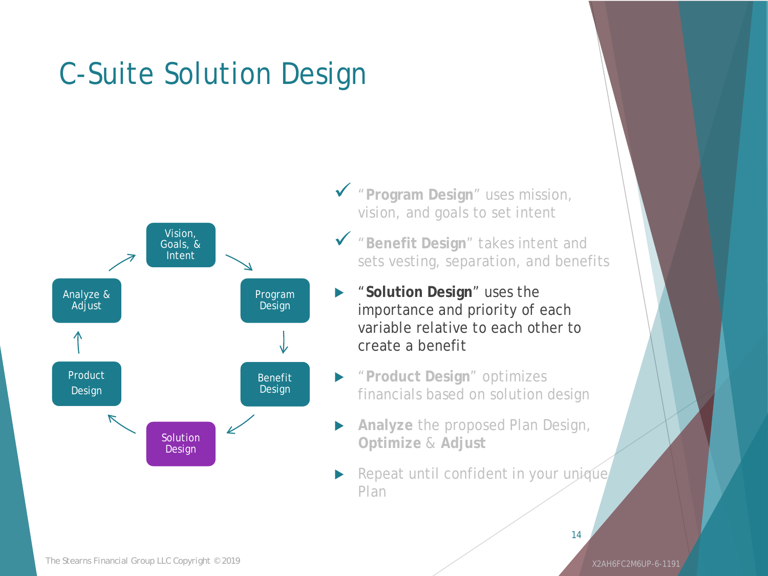# C-Suite Solution Design

Vision, Goals, & Intent → Program Design → Benefit Design → Solution Design → Product Design → Analyze & Adjust → Vision, Goals, & Intent

- ✓ "**Program Design**" uses mission, vision, and goals to set intent
- ✓ "**Benefit Design**" takes intent and sets vesting, separation, and benefits
- "**Solution Design**" uses the importance and priority of each variable relative to each other to create a benefit
- "**Product Design**" optimizes financials based on solution design
- **Analyze** the proposed Plan Design, **Optimize** & **Adjust**
- Repeat until confident in your unique Plan

The Stearns Financial Group LLC Copyright © 2019

X2AH6FC2M6UP-6-1191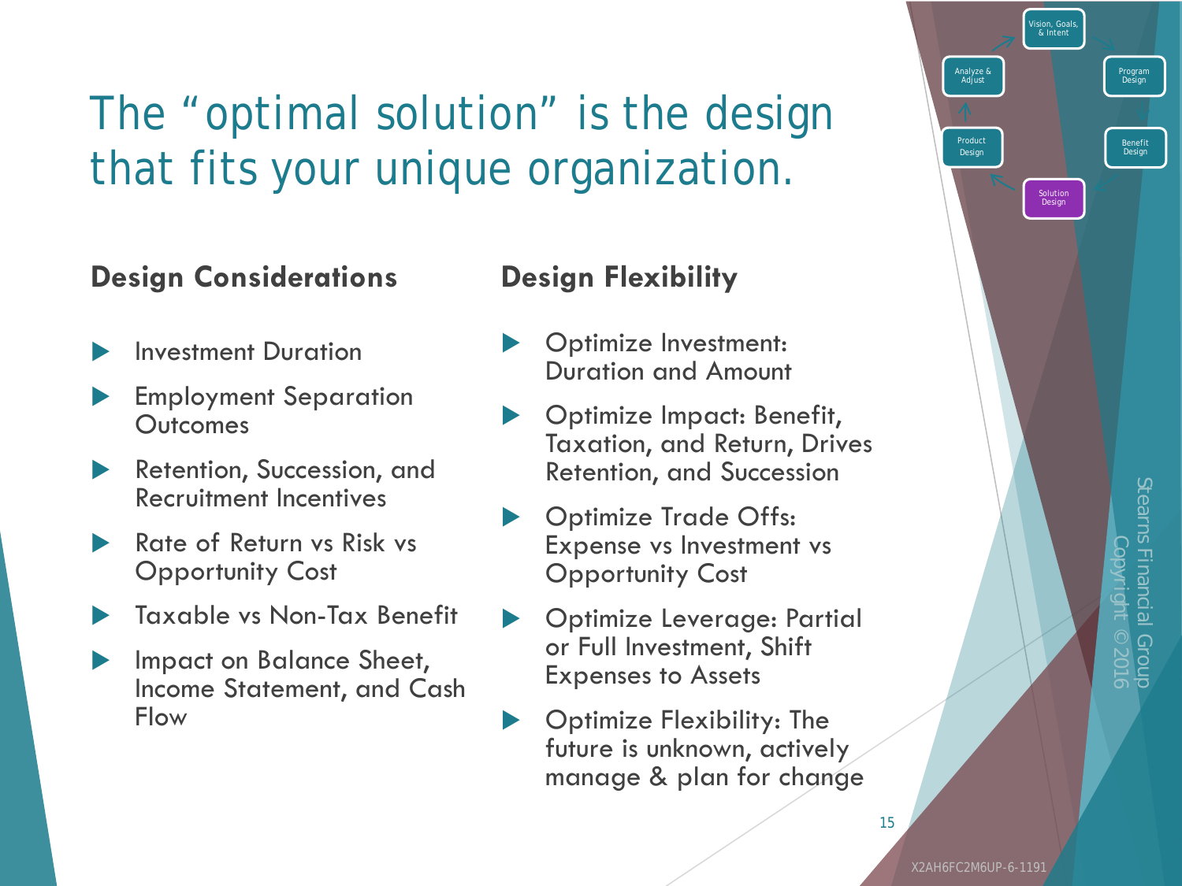# The "optimal solution" is the design that fits your unique organization.

## Design Considerations

- Investment Duration
- Employment Separation Outcomes
- Retention, Succession, and Recruitment Incentives
- Rate of Return vs Risk vs Opportunity Cost
- Taxable vs Non-Tax Benefit
- Impact on Balance Sheet, Income Statement, and Cash Flow

## Design Flexibility

- Optimize Investment: Duration and Amount
- Optimize Impact: Benefit, Taxation, and Return, Drives Retention, and Succession
- Optimize Trade Offs: Expense vs Investment vs Opportunity Cost
- Optimize Leverage: Partial or Full Investment, Shift Expenses to Assets
- Optimize Flexibility: The future is unknown, actively manage & plan for change

Vision, Goals, & Intent → Program Design → Benefit Design → Solution Design → Product Design → Analyze & Adjust

Stearns Financial Group Copyright © 2016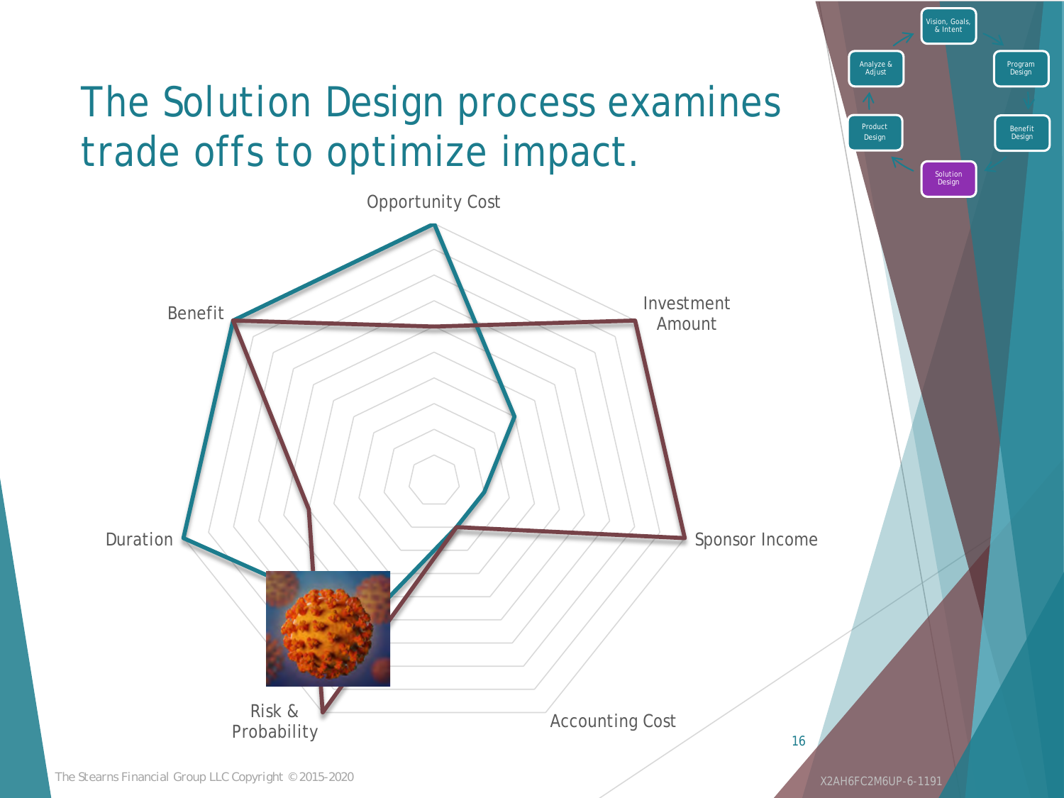# The Solution Design process examines trade offs to optimize impact.

Opportunity Cost

Investment Amount

Sponsor Income

Accounting Cost

Risk & Probability

Duration

Benefit

Vision, Goals, & Intent

Program Design

Benefit Design

Solution Design

Product Design

Analyze & Adjust

The Stearns Financial Group LLC Copyright © 2015-2020

X2AH6FC2M6UP-6-1191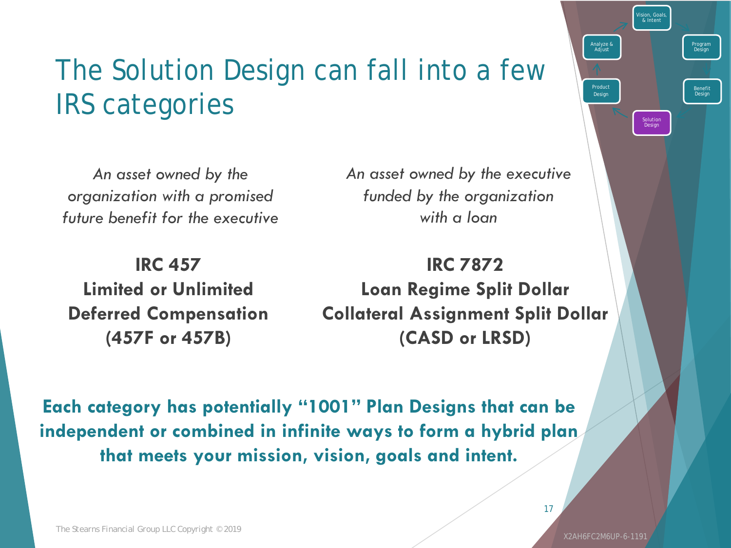# The Solution Design can fall into a few IRS categories

Vision, Goals, & Intent

Program Design

Benefit Design

Solution Design

Product Design

Analyze & Adjust

*An asset owned by the organization with a promised future benefit for the executive*

**IRC 457**
**Limited or Unlimited Deferred Compensation (457F or 457B)**

*An asset owned by the executive funded by the organization with a loan*

**IRC 7872**
**Loan Regime Split Dollar Collateral Assignment Split Dollar (CASD or LRSD)**

**Each category has potentially "1001" Plan Designs that can be independent or combined in infinite ways to form a hybrid plan that meets your mission, vision, goals and intent.**

The Stearns Financial Group LLC Copyright © 2019

X2AH6FC2M6UP-6-1191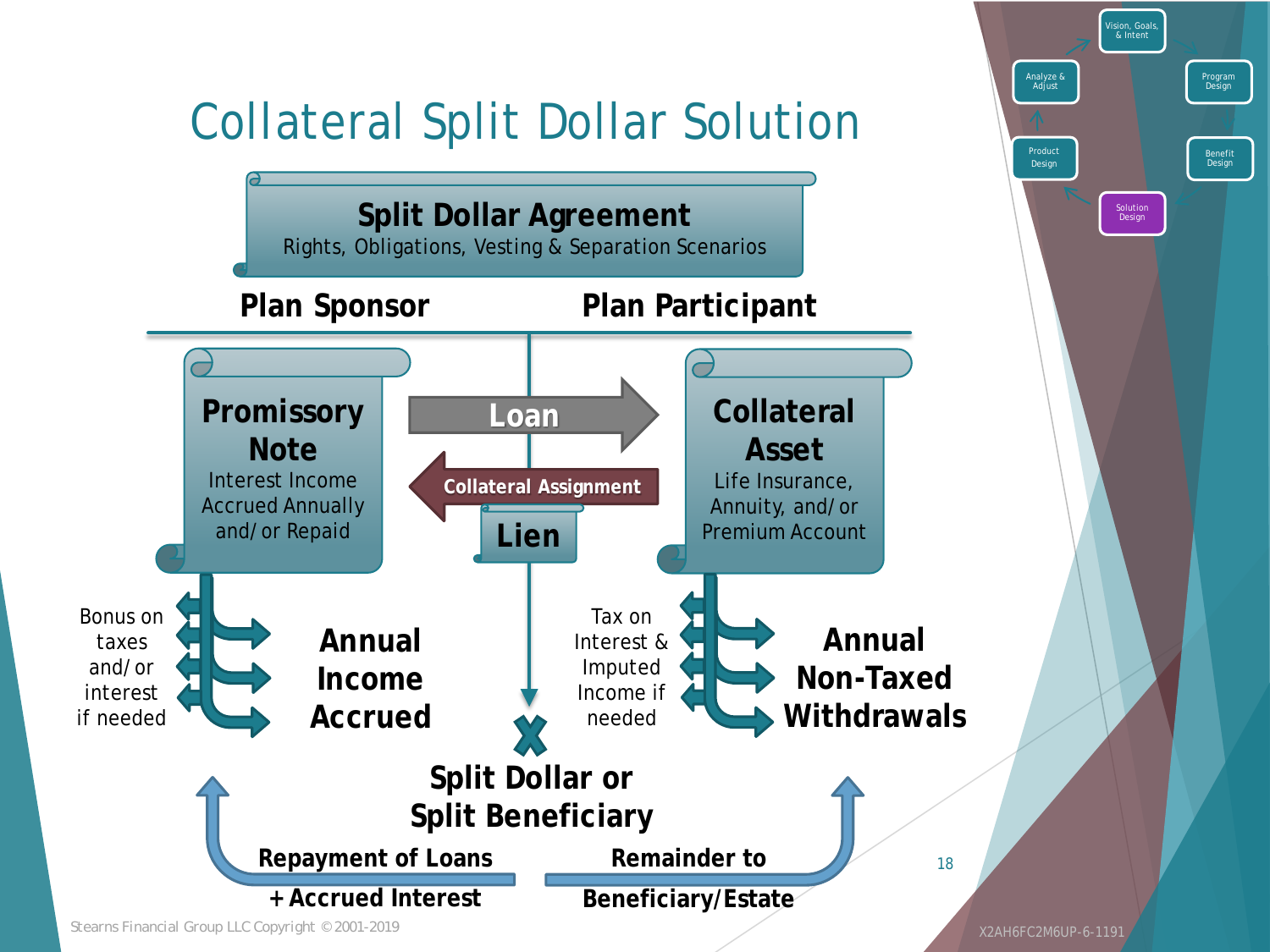# Collateral Split Dollar Solution

Vision, Goals, & Intent

Program Design

Benefit Design

Solution Design

Product Design

Analyze & Adjust

## Split Dollar Agreement

Rights, Obligations, Vesting & Separation Scenarios

**Plan Sponsor**

**Plan Participant**

**Promissory Note**

Interest Income Accrued Annually and/or Repaid

**Loan**

**Collateral Assignment**

**Lien**

**Collateral Asset**

Life Insurance, Annuity, and/or Premium Account

Bonus on taxes and/or interest if needed

**Annual Income Accrued**

Tax on Interest & Imputed Income if needed

**Annual Non-Taxed Withdrawals**

**Split Dollar or Split Beneficiary**

**Repayment of Loans + Accrued Interest**

**Remainder to Beneficiary/Estate**

Stearns Financial Group LLC Copyright ©2001-2019

X2AH6FC2M6UP-6-1191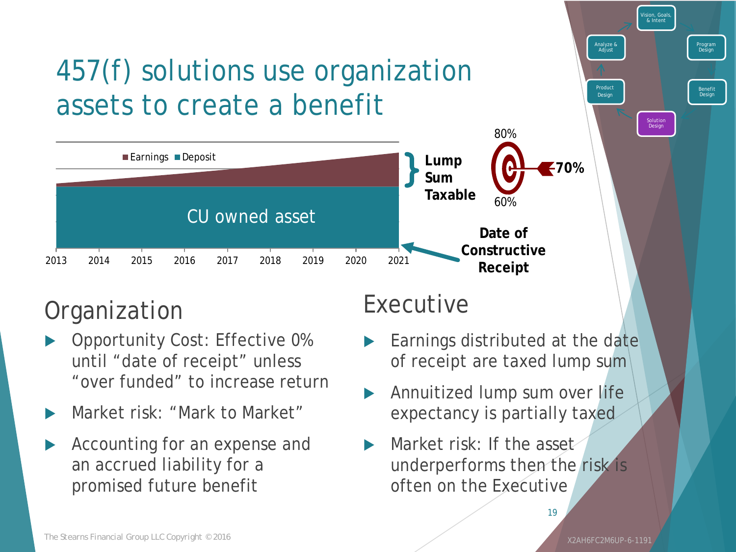# 457(f) solutions use organization assets to create a benefit

Earnings Deposit

CU owned asset

2013 2014 2015 2016 2017 2018 2019 2020 2021

**Lump Sum Taxable**

80% 70% 60%

**Date of Constructive Receipt**

Vision, Goals, & Intent · Program Design · Benefit Design · Solution Design · Product Design · Analyze & Adjust

## Organization

- Opportunity Cost: Effective 0% until "date of receipt" unless "over funded" to increase return
- Market risk: "Mark to Market"
- Accounting for an expense and an accrued liability for a promised future benefit

## Executive

- Earnings distributed at the date of receipt are taxed lump sum
- Annuitized lump sum over life expectancy is partially taxed
- Market risk: If the asset underperforms then the risk is often on the Executive

The Stearns Financial Group LLC Copyright ©2016

X2AH6FC2M6UP-6-1191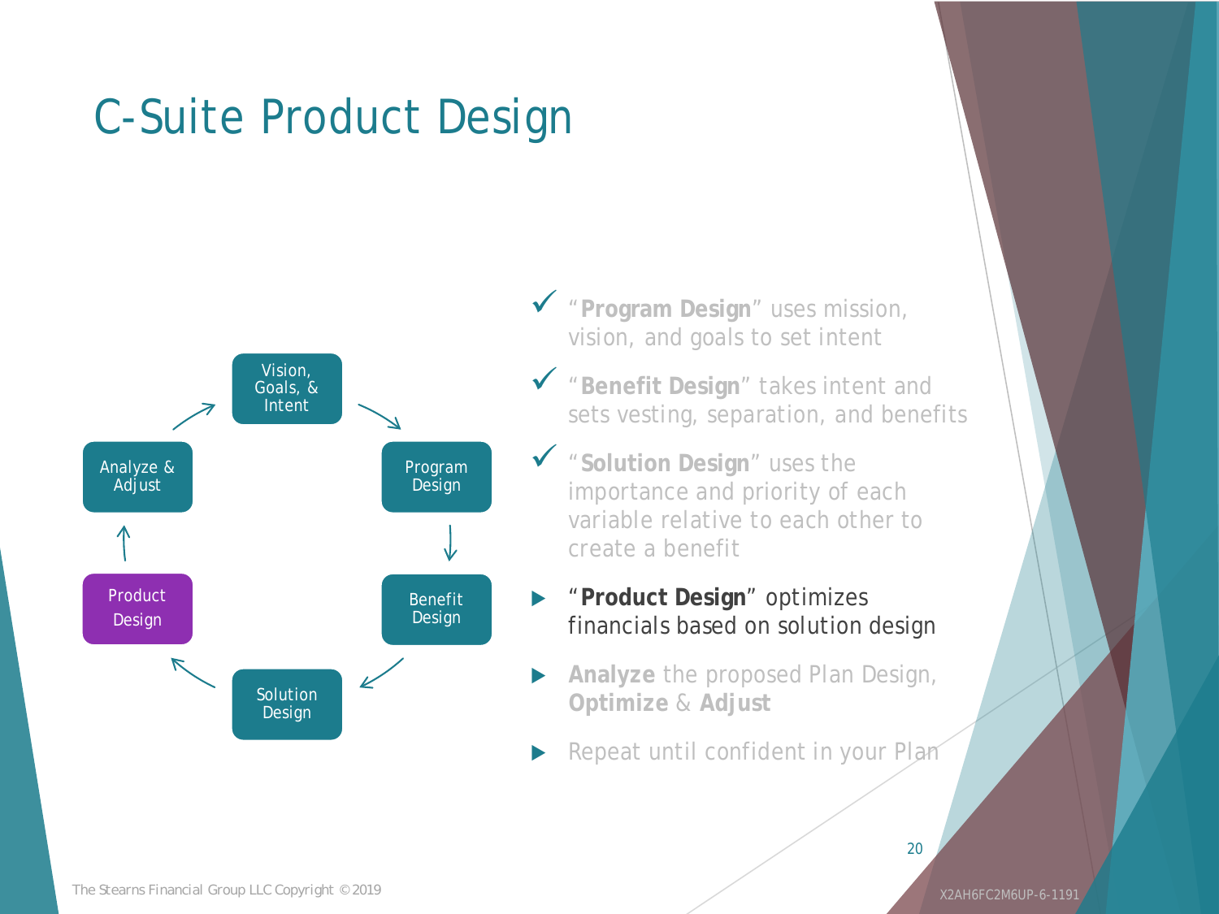# C-Suite Product Design

Vision, Goals, & Intent → Program Design → Benefit Design → Solution Design → Product Design → Analyze & Adjust → Vision, Goals, & Intent

- ✓ "**Program Design**" uses mission, vision, and goals to set intent
- ✓ "**Benefit Design**" takes intent and sets vesting, separation, and benefits
- ✓ "**Solution Design**" uses the importance and priority of each variable relative to each other to create a benefit
- "**Product Design**" optimizes financials based on solution design
- **Analyze** the proposed Plan Design, **Optimize** & **Adjust**
- Repeat until confident in your Plan

The Stearns Financial Group LLC Copyright © 2019

X2AH6FC2M6UP-6-1191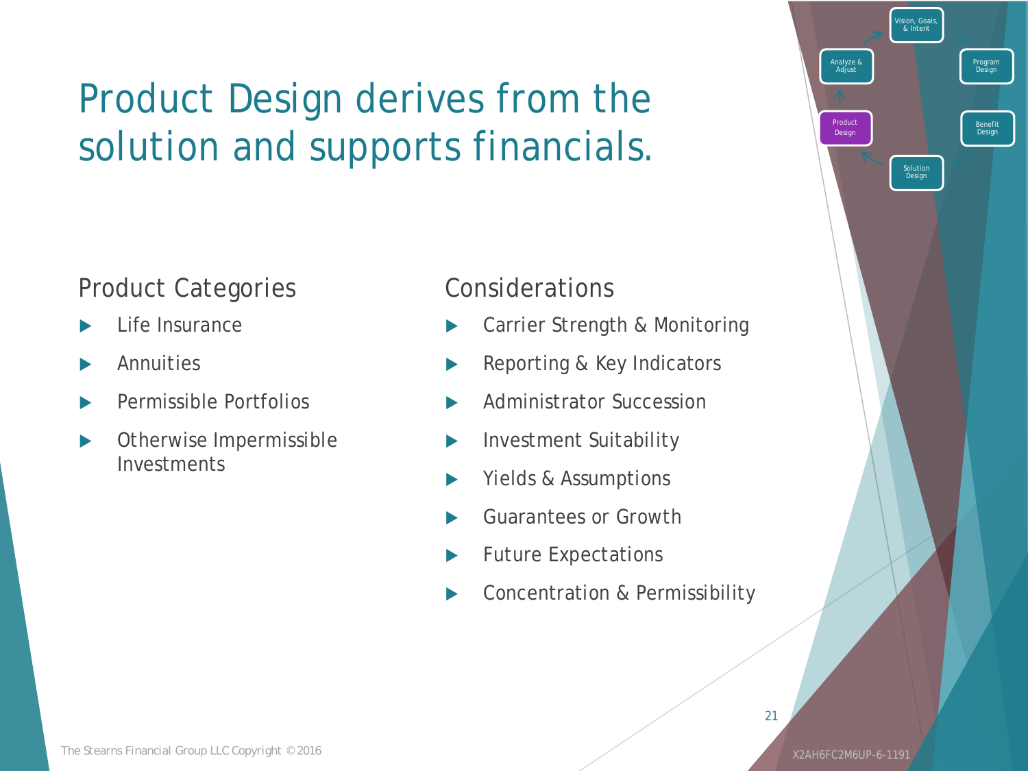# Product Design derives from the solution and supports financials.

## Product Categories

- Life Insurance
- Annuities
- Permissible Portfolios
- Otherwise Impermissible Investments

## Considerations

- Carrier Strength & Monitoring
- Reporting & Key Indicators
- Administrator Succession
- Investment Suitability
- Yields & Assumptions
- Guarantees or Growth
- Future Expectations
- Concentration & Permissibility

Vision, Goals, & Intent → Program Design → Benefit Design → Solution Design → Product Design → Analyze & Adjust

The Stearns Financial Group LLC Copyright © 2016

X2AH6FC2M6UP-6-1191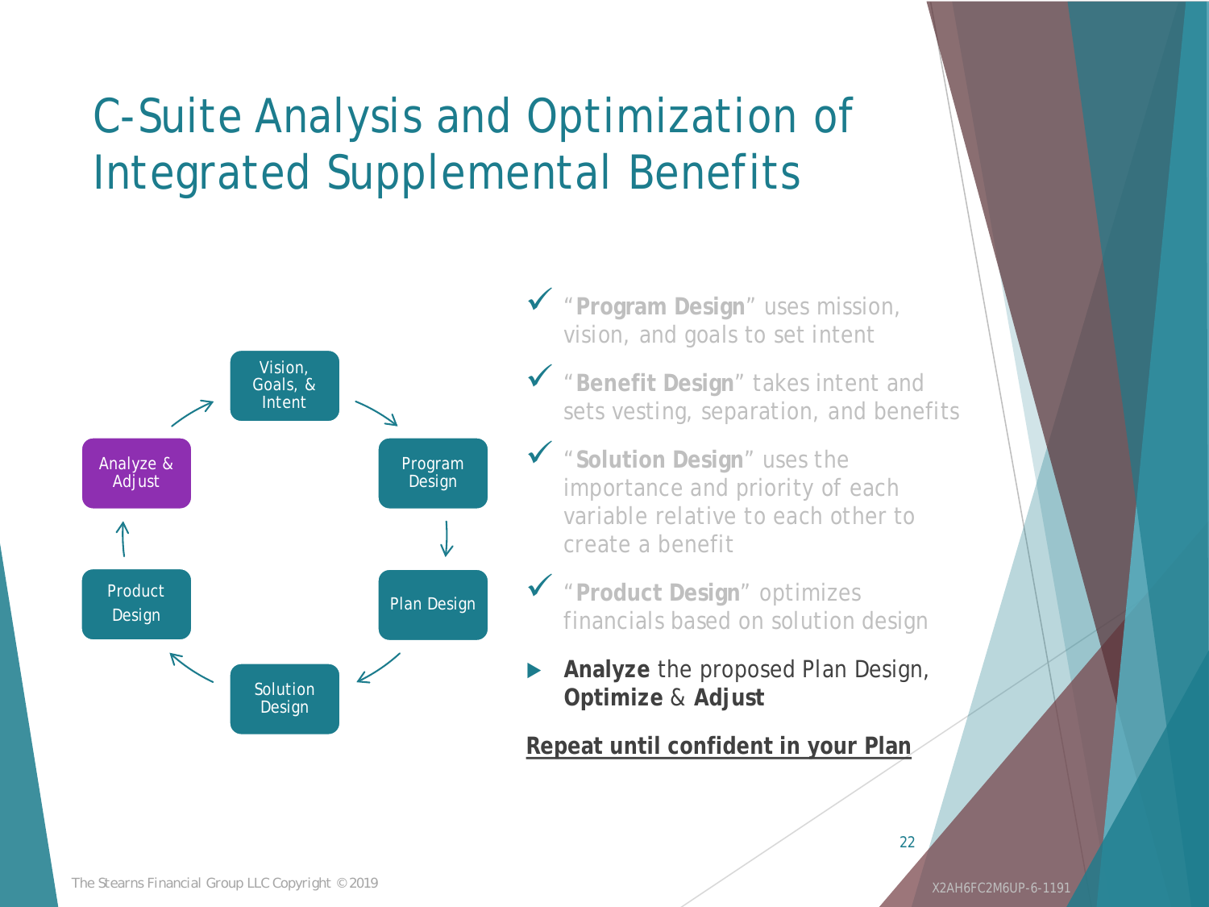# C-Suite Analysis and Optimization of Integrated Supplemental Benefits

Vision, Goals, & Intent → Program Design → Plan Design → Solution Design → Product Design → Analyze & Adjust →

- ✓ "**Program Design**" uses mission, vision, and goals to set intent
- ✓ "**Benefit Design**" takes intent and sets vesting, separation, and benefits
- ✓ "**Solution Design**" uses the importance and priority of each variable relative to each other to create a benefit
- ✓ "**Product Design**" optimizes financials based on solution design
- **Analyze** the proposed Plan Design, **Optimize** & **Adjust**

**Repeat until confident in your Plan**

The Stearns Financial Group LLC Copyright © 2019

X2AH6FC2M6UP-6-1191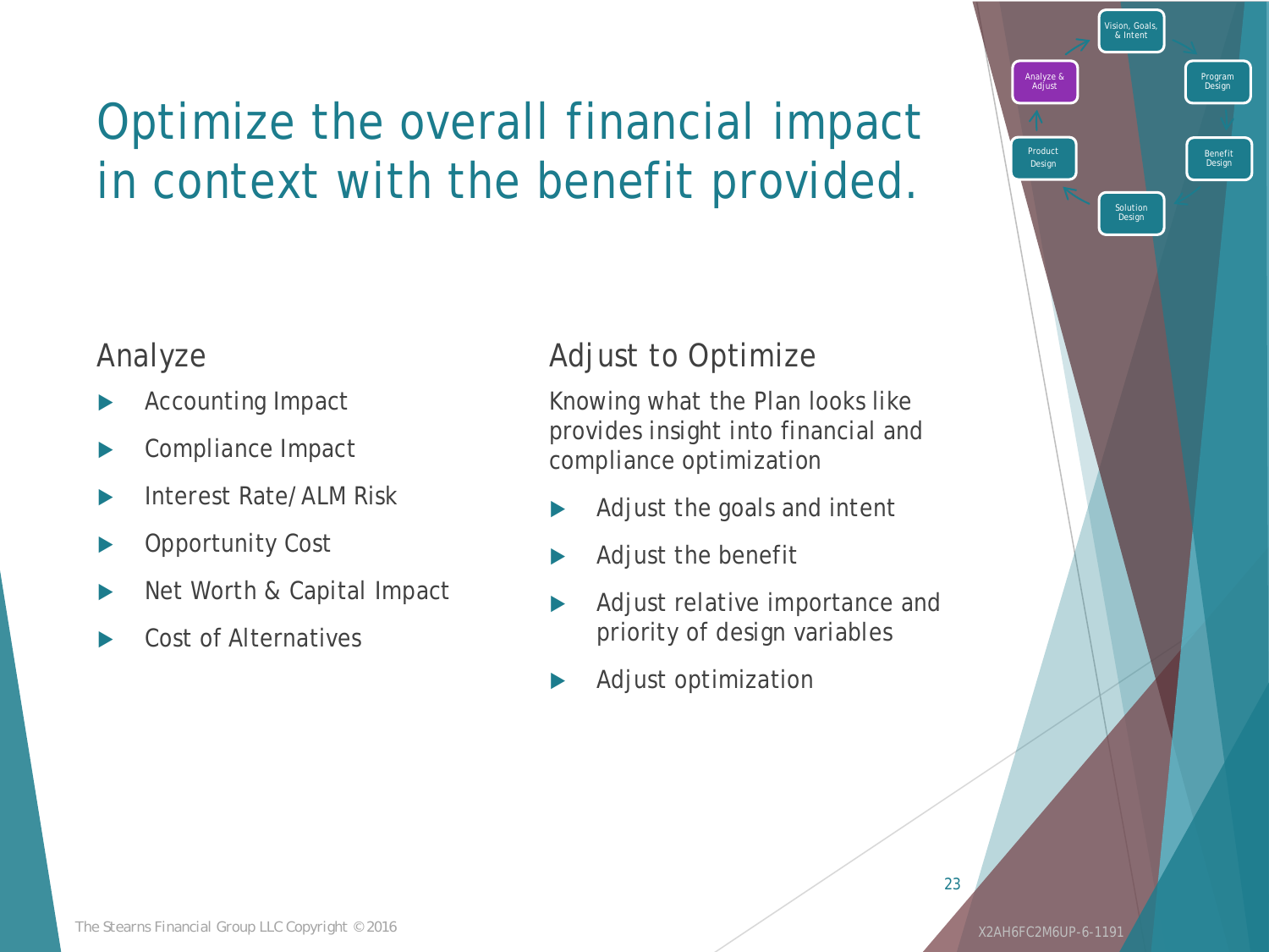# Optimize the overall financial impact in context with the benefit provided.

## Analyze

- Accounting Impact
- Compliance Impact
- Interest Rate/ALM Risk
- Opportunity Cost
- Net Worth & Capital Impact
- Cost of Alternatives

## Adjust to Optimize

Knowing what the Plan looks like provides insight into financial and compliance optimization

- Adjust the goals and intent
- Adjust the benefit
- Adjust relative importance and priority of design variables
- Adjust optimization

Vision, Goals, & Intent → Program Design → Benefit Design → Solution Design → Product Design → Analyze & Adjust

The Stearns Financial Group LLC Copyright © 2016

X2AH6FC2M6UP-6-1191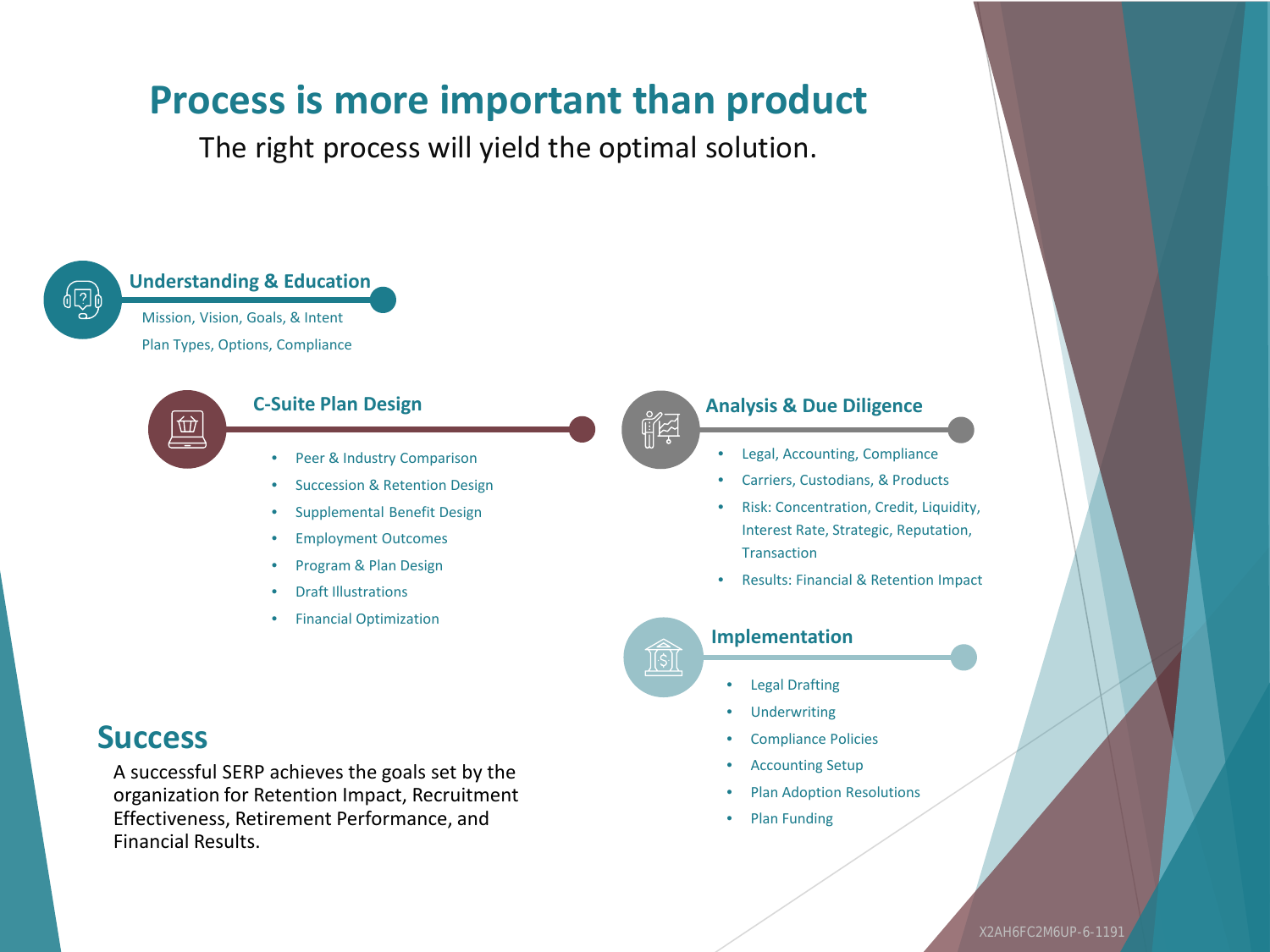# Process is more important than product

The right process will yield the optimal solution.

### Understanding & Education

Mission, Vision, Goals, & Intent

Plan Types, Options, Compliance

### C-Suite Plan Design

- Peer & Industry Comparison
- Succession & Retention Design
- Supplemental Benefit Design
- Employment Outcomes
- Program & Plan Design
- Draft Illustrations
- Financial Optimization

### Analysis & Due Diligence

- Legal, Accounting, Compliance
- Carriers, Custodians, & Products
- Risk: Concentration, Credit, Liquidity, Interest Rate, Strategic, Reputation, Transaction
- Results: Financial & Retention Impact

### Implementation

- Legal Drafting
- Underwriting
- Compliance Policies
- Accounting Setup
- Plan Adoption Resolutions
- Plan Funding

## Success

A successful SERP achieves the goals set by the organization for Retention Impact, Recruitment Effectiveness, Retirement Performance, and Financial Results.

X2AH6FC2M6UP-6-1191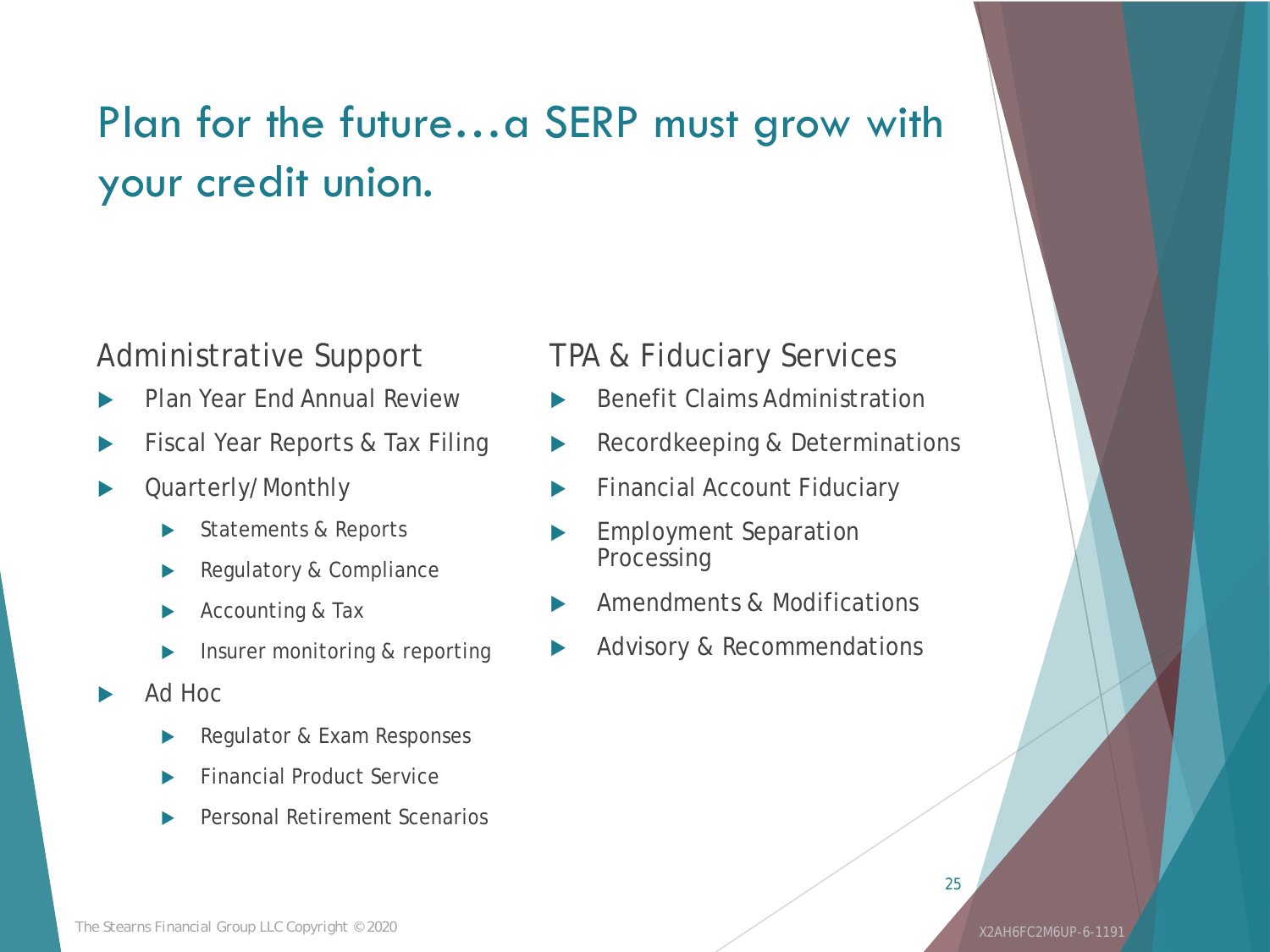# Plan for the future…a SERP must grow with your credit union.

## Administrative Support

- Plan Year End Annual Review
- Fiscal Year Reports & Tax Filing
- Quarterly/Monthly
  - Statements & Reports
  - Regulatory & Compliance
  - Accounting & Tax
  - Insurer monitoring & reporting
- Ad Hoc
  - Regulator & Exam Responses
  - Financial Product Service
  - Personal Retirement Scenarios

## TPA & Fiduciary Services

- Benefit Claims Administration
- Recordkeeping & Determinations
- Financial Account Fiduciary
- Employment Separation Processing
- Amendments & Modifications
- Advisory & Recommendations

The Stearns Financial Group LLC Copyright © 2020

X2AH6FC2M6UP-6-1191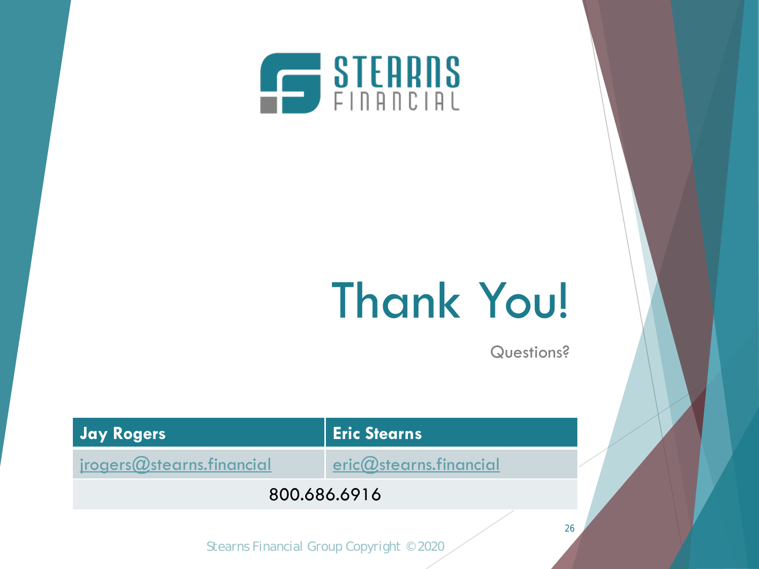STEARNS FINANCIAL

# Thank You!

Questions?

| Jay Rogers | Eric Stearns |
| --- | --- |
| jrogers@stearns.financial | eric@stearns.financial |
| 800.686.6916 | |

Stearns Financial Group Copyright ©2020